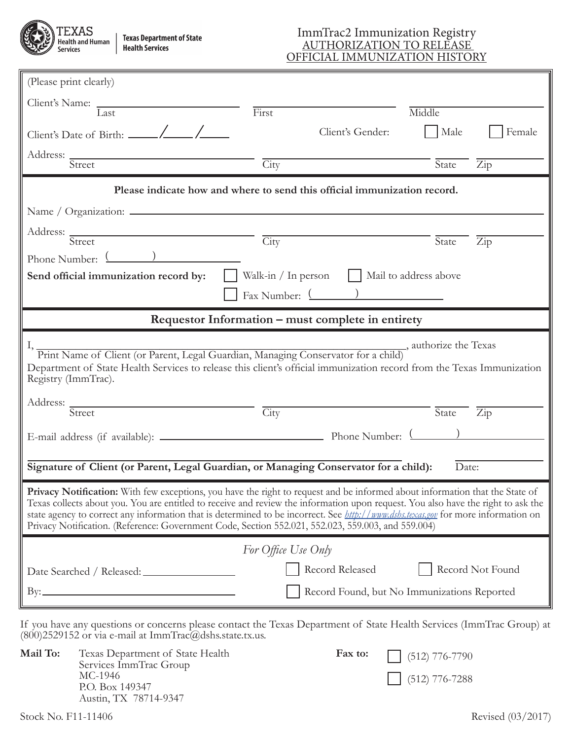Texas Health and Human Services | Texas Department of State Health Services

# ImmTrac2 Immunization Registry
## AUTHORIZATION TO RELEASE OFFICIAL IMMUNIZATION HISTORY

(Please print clearly)

Client's Name: ______________________ ______________________ ______________________
Last First Middle

Client's Date of Birth: _____/_____/_____ Client's Gender: ☐ Male ☐ Female

Address: ______________________ ______________________ ________ ________
Street City State Zip

**Please indicate how and where to send this official immunization record.**

Name / Organization: ____________________________________________

Address: ______________________ ______________________ ________ ________
Street City State Zip

Phone Number: (        ) ______________

**Send official immunization record by:** ☐ Walk-in / In person ☐ Mail to address above

☐ Fax Number: (        ) ______________

**Requestor Information – must complete in entirety**

I, ____________________________________________, authorize the Texas
Print Name of Client (or Parent, Legal Guardian, Managing Conservator for a child)
Department of State Health Services to release this client's official immunization record from the Texas Immunization Registry (ImmTrac).

Address: ______________________ ______________________ ________ ________
Street City State Zip

E-mail address (if available): ______________________ Phone Number: (        ) ______________

____________________________________________ ______________

**Signature of Client (or Parent, Legal Guardian, or Managing Conservator for a child):** Date:

**Privacy Notification:** With few exceptions, you have the right to request and be informed about information that the State of Texas collects about you. You are entitled to receive and review the information upon request. You also have the right to ask the state agency to correct any information that is determined to be incorrect. See *http://www.dshs.texas.gov* for more information on Privacy Notification. (Reference: Government Code, Section 552.021, 552.023, 559.003, and 559.004)

*For Office Use Only*

Date Searched / Released: ______________ ☐ Record Released ☐ Record Not Found

By: ______________________ ☐ Record Found, but No Immunizations Reported

If you have any questions or concerns please contact the Texas Department of State Health Services (ImmTrac Group) at (800)2529152 or via e-mail at ImmTrac@dshs.state.tx.us.

**Mail To:** Texas Department of State Health Services ImmTrac Group
MC-1946
P.O. Box 149347
Austin, TX 78714-9347

**Fax to:** ☐ (512) 776-7790
☐ (512) 776-7288

Stock No. F11-11406 Revised (03/2017)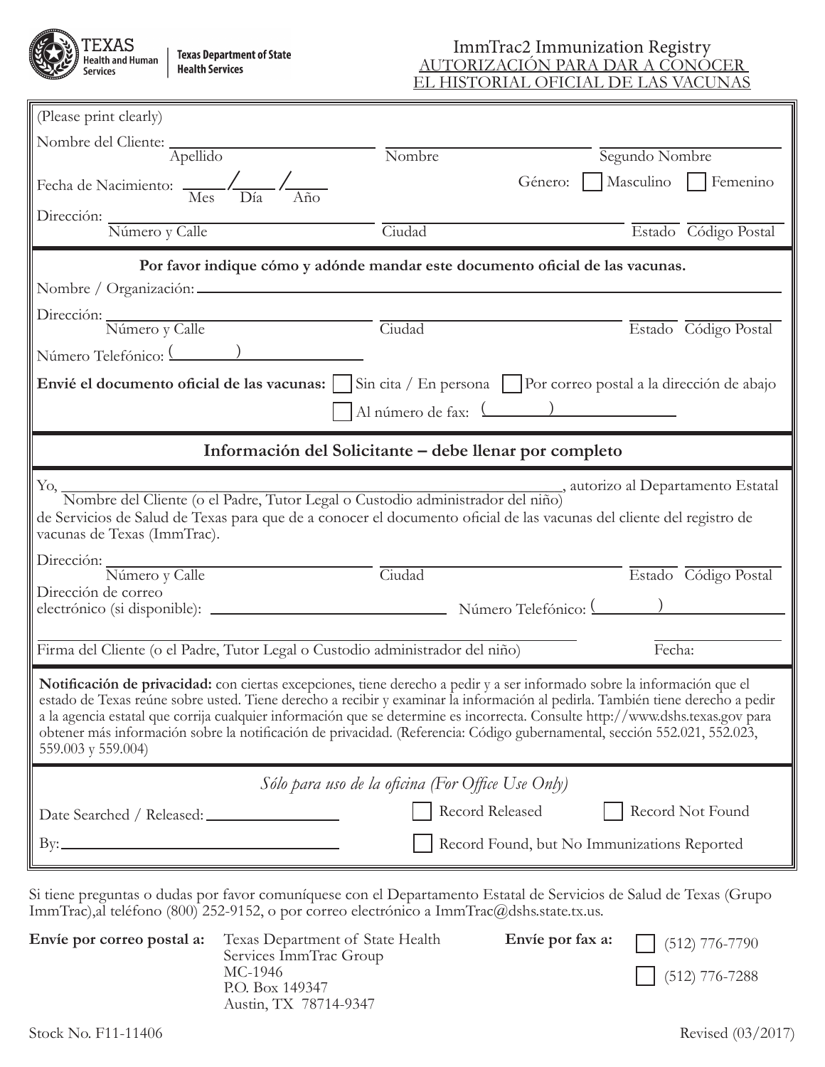TEXAS Health and Human Services | Texas Department of State Health Services

# ImmTrac2 Immunization Registry
## AUTORIZACIÓN PARA DAR A CONOCER EL HISTORIAL OFICIAL DE LAS VACUNAS

(Please print clearly)

Nombre del Cliente: ______________________ ______________________ ______________________
Apellido | Nombre | Segundo Nombre

Fecha de Nacimiento: ____ / ____ / ____ (Mes / Día / Año)

Género: ☐ Masculino ☐ Femenino

Dirección: ______________________ ______________________ ______ ______
Número y Calle | Ciudad | Estado | Código Postal

**Por favor indique cómo y adónde mandar este documento oficial de las vacunas.**

Nombre / Organización: ______________________________________________

Dirección: ______________________ ______________________ ______ ______
Número y Calle | Ciudad | Estado | Código Postal

Número Telefónico: (______) ______________

**Envié el documento oficial de las vacunas:** ☐ Sin cita / En persona ☐ Por correo postal a la dirección de abajo

☐ Al número de fax: (______) ______________

**Información del Solicitante – debe llenar por completo**

Yo, ______________________________________________, autorizo al Departamento Estatal
Nombre del Cliente (o el Padre, Tutor Legal o Custodio administrador del niño)

de Servicios de Salud de Texas para que de a conocer el documento oficial de las vacunas del cliente del registro de vacunas de Texas (ImmTrac).

Dirección: ______________________ ______________________ ______ ______
Número y Calle | Ciudad | Estado | Código Postal

Dirección de correo electrónico (si disponible): ______________________ Número Telefónico: (______) ______________

______________________________________________ ______________
Firma del Cliente (o el Padre, Tutor Legal o Custodio administrador del niño) Fecha:

**Notificación de privacidad:** con ciertas excepciones, tiene derecho a pedir y a ser informado sobre la información que el estado de Texas reúne sobre usted. Tiene derecho a recibir y examinar la información al pedirla. También tiene derecho a pedir a la agencia estatal que corrija cualquier información que se determine es incorrecta. Consulte http://www.dshs.texas.gov para obtener más información sobre la notificación de privacidad. (Referencia: Código gubernamental, sección 552.021, 552.023, 559.003 y 559.004)

*Sólo para uso de la oficina (For Office Use Only)*

Date Searched / Released: ______________________ ☐ Record Released ☐ Record Not Found

By: ______________________ ☐ Record Found, but No Immunizations Reported

Si tiene preguntas o dudas por favor comuníquese con el Departamento Estatal de Servicios de Salud de Texas (Grupo ImmTrac),al teléfono (800) 252-9152, o por correo electrónico a ImmTrac@dshs.state.tx.us.

**Envíe por correo postal a:**
Texas Department of State Health Services ImmTrac Group
MC-1946
P.O. Box 149347
Austin, TX 78714-9347

**Envíe por fax a:**
☐ (512) 776-7790
☐ (512) 776-7288

Stock No. F11-11406 Revised (03/2017)